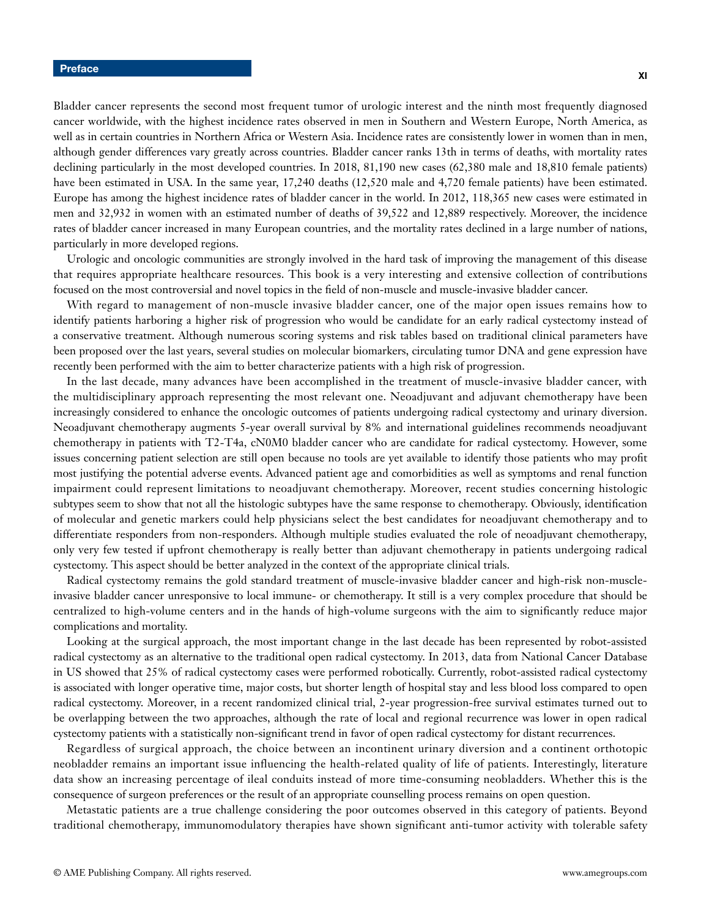# Preface

Bladder cancer represents the second most frequent tumor of urologic interest and the ninth most frequently diagnosed cancer worldwide, with the highest incidence rates observed in men in Southern and Western Europe, North America, as well as in certain countries in Northern Africa or Western Asia. Incidence rates are consistently lower in women than in men, although gender differences vary greatly across countries. Bladder cancer ranks 13th in terms of deaths, with mortality rates declining particularly in the most developed countries. In 2018, 81,190 new cases (62,380 male and 18,810 female patients) have been estimated in USA. In the same year, 17,240 deaths (12,520 male and 4,720 female patients) have been estimated. Europe has among the highest incidence rates of bladder cancer in the world. In 2012, 118,365 new cases were estimated in men and 32,932 in women with an estimated number of deaths of 39,522 and 12,889 respectively. Moreover, the incidence rates of bladder cancer increased in many European countries, and the mortality rates declined in a large number of nations, particularly in more developed regions.

Urologic and oncologic communities are strongly involved in the hard task of improving the management of this disease that requires appropriate healthcare resources. This book is a very interesting and extensive collection of contributions focused on the most controversial and novel topics in the field of non-muscle and muscle-invasive bladder cancer.

With regard to management of non-muscle invasive bladder cancer, one of the major open issues remains how to identify patients harboring a higher risk of progression who would be candidate for an early radical cystectomy instead of a conservative treatment. Although numerous scoring systems and risk tables based on traditional clinical parameters have been proposed over the last years, several studies on molecular biomarkers, circulating tumor DNA and gene expression have recently been performed with the aim to better characterize patients with a high risk of progression.

In the last decade, many advances have been accomplished in the treatment of muscle-invasive bladder cancer, with the multidisciplinary approach representing the most relevant one. Neoadjuvant and adjuvant chemotherapy have been increasingly considered to enhance the oncologic outcomes of patients undergoing radical cystectomy and urinary diversion. Neoadjuvant chemotherapy augments 5-year overall survival by 8% and international guidelines recommends neoadjuvant chemotherapy in patients with T2-T4a, cN0M0 bladder cancer who are candidate for radical cystectomy. However, some issues concerning patient selection are still open because no tools are yet available to identify those patients who may profit most justifying the potential adverse events. Advanced patient age and comorbidities as well as symptoms and renal function impairment could represent limitations to neoadjuvant chemotherapy. Moreover, recent studies concerning histologic subtypes seem to show that not all the histologic subtypes have the same response to chemotherapy. Obviously, identification of molecular and genetic markers could help physicians select the best candidates for neoadjuvant chemotherapy and to differentiate responders from non-responders. Although multiple studies evaluated the role of neoadjuvant chemotherapy, only very few tested if upfront chemotherapy is really better than adjuvant chemotherapy in patients undergoing radical cystectomy. This aspect should be better analyzed in the context of the appropriate clinical trials.

Radical cystectomy remains the gold standard treatment of muscle-invasive bladder cancer and high-risk non-muscle-invasive bladder cancer unresponsive to local immune- or chemotherapy. It still is a very complex procedure that should be centralized to high-volume centers and in the hands of high-volume surgeons with the aim to significantly reduce major complications and mortality.

Looking at the surgical approach, the most important change in the last decade has been represented by robot-assisted radical cystectomy as an alternative to the traditional open radical cystectomy. In 2013, data from National Cancer Database in US showed that 25% of radical cystectomy cases were performed robotically. Currently, robot-assisted radical cystectomy is associated with longer operative time, major costs, but shorter length of hospital stay and less blood loss compared to open radical cystectomy. Moreover, in a recent randomized clinical trial, 2-year progression-free survival estimates turned out to be overlapping between the two approaches, although the rate of local and regional recurrence was lower in open radical cystectomy patients with a statistically non-significant trend in favor of open radical cystectomy for distant recurrences.

Regardless of surgical approach, the choice between an incontinent urinary diversion and a continent orthotopic neobladder remains an important issue influencing the health-related quality of life of patients. Interestingly, literature data show an increasing percentage of ileal conduits instead of more time-consuming neobladders. Whether this is the consequence of surgeon preferences or the result of an appropriate counselling process remains on open question.

Metastatic patients are a true challenge considering the poor outcomes observed in this category of patients. Beyond traditional chemotherapy, immunomodulatory therapies have shown significant anti-tumor activity with tolerable safety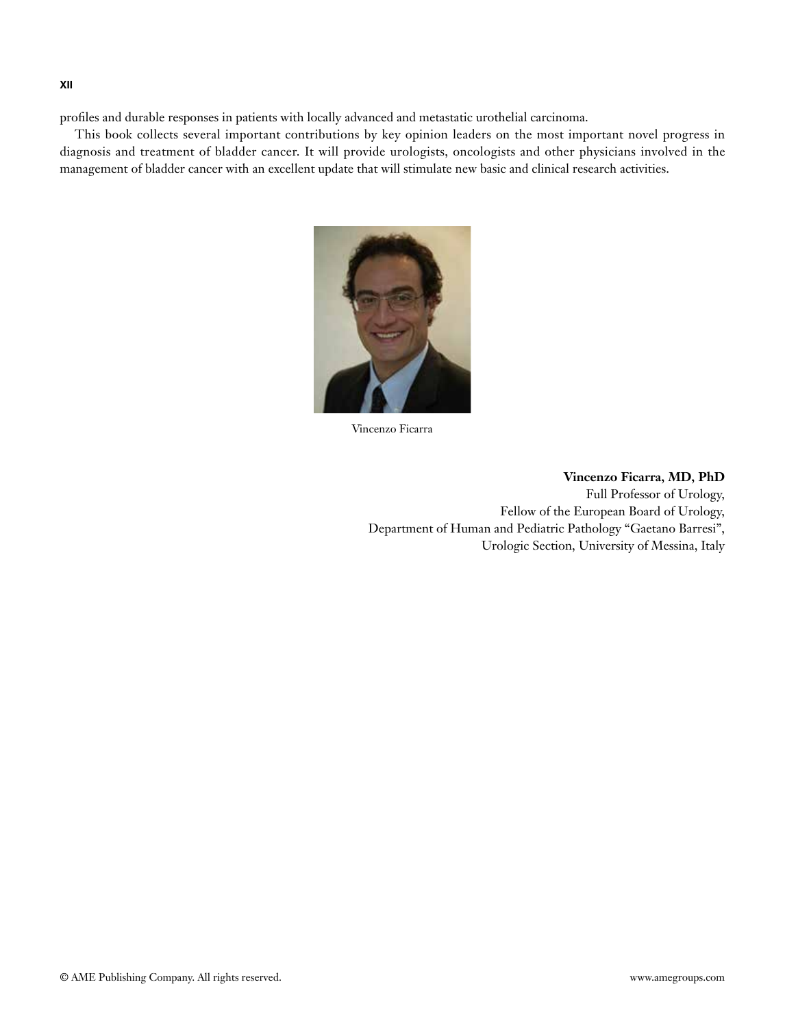profiles and durable responses in patients with locally advanced and metastatic urothelial carcinoma.

This book collects several important contributions by key opinion leaders on the most important novel progress in diagnosis and treatment of bladder cancer. It will provide urologists, oncologists and other physicians involved in the management of bladder cancer with an excellent update that will stimulate new basic and clinical research activities.

Vincenzo Ficarra

**Vincenzo Ficarra, MD, PhD**
Full Professor of Urology,
Fellow of the European Board of Urology,
Department of Human and Pediatric Pathology "Gaetano Barresi",
Urologic Section, University of Messina, Italy